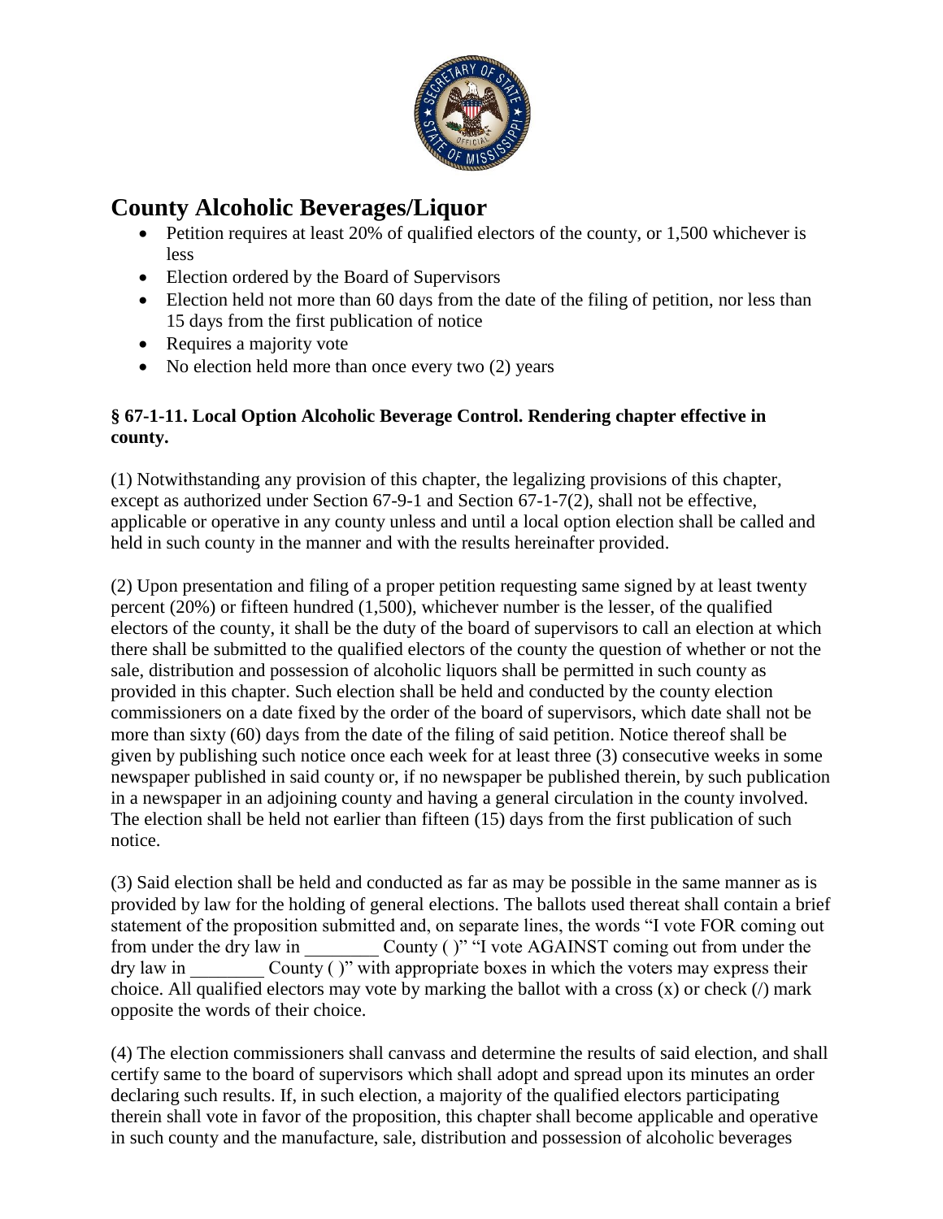# County Alcoholic Beverages/Liquor

- Petition requires at least 20% of qualified electors of the county, or 1,500 whichever is less
- Election ordered by the Board of Supervisors
- Election held not more than 60 days from the date of the filing of petition, nor less than 15 days from the first publication of notice
- Requires a majority vote
- No election held more than once every two (2) years

**§ 67-1-11. Local Option Alcoholic Beverage Control. Rendering chapter effective in county.**

(1) Notwithstanding any provision of this chapter, the legalizing provisions of this chapter, except as authorized under Section 67-9-1 and Section 67-1-7(2), shall not be effective, applicable or operative in any county unless and until a local option election shall be called and held in such county in the manner and with the results hereinafter provided.

(2) Upon presentation and filing of a proper petition requesting same signed by at least twenty percent (20%) or fifteen hundred (1,500), whichever number is the lesser, of the qualified electors of the county, it shall be the duty of the board of supervisors to call an election at which there shall be submitted to the qualified electors of the county the question of whether or not the sale, distribution and possession of alcoholic liquors shall be permitted in such county as provided in this chapter. Such election shall be held and conducted by the county election commissioners on a date fixed by the order of the board of supervisors, which date shall not be more than sixty (60) days from the date of the filing of said petition. Notice thereof shall be given by publishing such notice once each week for at least three (3) consecutive weeks in some newspaper published in said county or, if no newspaper be published therein, by such publication in a newspaper in an adjoining county and having a general circulation in the county involved. The election shall be held not earlier than fifteen (15) days from the first publication of such notice.

(3) Said election shall be held and conducted as far as may be possible in the same manner as is provided by law for the holding of general elections. The ballots used thereat shall contain a brief statement of the proposition submitted and, on separate lines, the words "I vote FOR coming out from under the dry law in ________ County ( )" "I vote AGAINST coming out from under the dry law in ________ County ( )" with appropriate boxes in which the voters may express their choice. All qualified electors may vote by marking the ballot with a cross (x) or check (/) mark opposite the words of their choice.

(4) The election commissioners shall canvass and determine the results of said election, and shall certify same to the board of supervisors which shall adopt and spread upon its minutes an order declaring such results. If, in such election, a majority of the qualified electors participating therein shall vote in favor of the proposition, this chapter shall become applicable and operative in such county and the manufacture, sale, distribution and possession of alcoholic beverages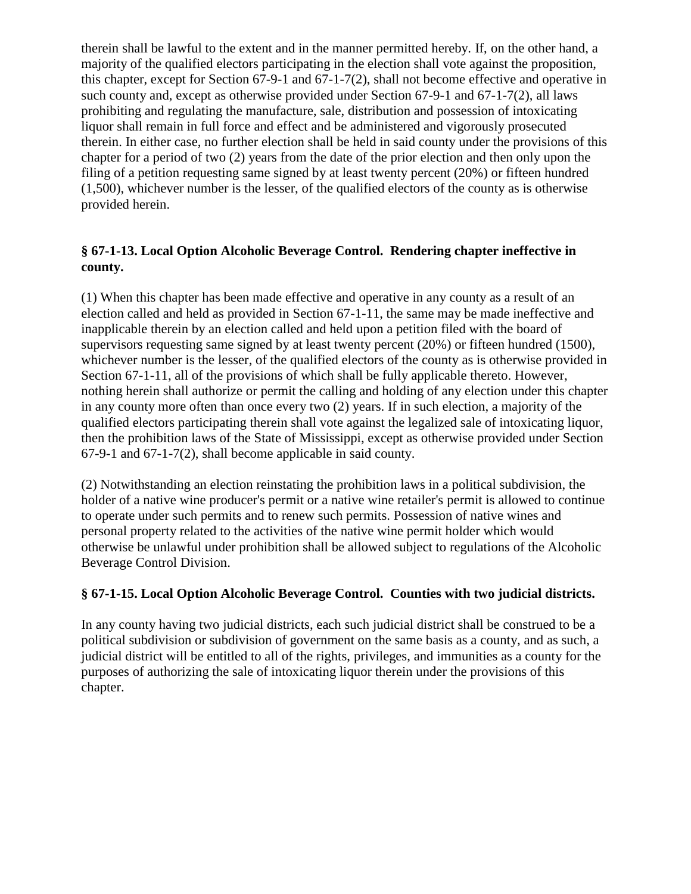therein shall be lawful to the extent and in the manner permitted hereby. If, on the other hand, a majority of the qualified electors participating in the election shall vote against the proposition, this chapter, except for Section 67-9-1 and 67-1-7(2), shall not become effective and operative in such county and, except as otherwise provided under Section 67-9-1 and 67-1-7(2), all laws prohibiting and regulating the manufacture, sale, distribution and possession of intoxicating liquor shall remain in full force and effect and be administered and vigorously prosecuted therein. In either case, no further election shall be held in said county under the provisions of this chapter for a period of two (2) years from the date of the prior election and then only upon the filing of a petition requesting same signed by at least twenty percent (20%) or fifteen hundred (1,500), whichever number is the lesser, of the qualified electors of the county as is otherwise provided herein.

**§ 67-1-13. Local Option Alcoholic Beverage Control. Rendering chapter ineffective in county.**

(1) When this chapter has been made effective and operative in any county as a result of an election called and held as provided in Section 67-1-11, the same may be made ineffective and inapplicable therein by an election called and held upon a petition filed with the board of supervisors requesting same signed by at least twenty percent (20%) or fifteen hundred (1500), whichever number is the lesser, of the qualified electors of the county as is otherwise provided in Section 67-1-11, all of the provisions of which shall be fully applicable thereto. However, nothing herein shall authorize or permit the calling and holding of any election under this chapter in any county more often than once every two (2) years. If in such election, a majority of the qualified electors participating therein shall vote against the legalized sale of intoxicating liquor, then the prohibition laws of the State of Mississippi, except as otherwise provided under Section 67-9-1 and 67-1-7(2), shall become applicable in said county.

(2) Notwithstanding an election reinstating the prohibition laws in a political subdivision, the holder of a native wine producer's permit or a native wine retailer's permit is allowed to continue to operate under such permits and to renew such permits. Possession of native wines and personal property related to the activities of the native wine permit holder which would otherwise be unlawful under prohibition shall be allowed subject to regulations of the Alcoholic Beverage Control Division.

**§ 67-1-15. Local Option Alcoholic Beverage Control. Counties with two judicial districts.**

In any county having two judicial districts, each such judicial district shall be construed to be a political subdivision or subdivision of government on the same basis as a county, and as such, a judicial district will be entitled to all of the rights, privileges, and immunities as a county for the purposes of authorizing the sale of intoxicating liquor therein under the provisions of this chapter.